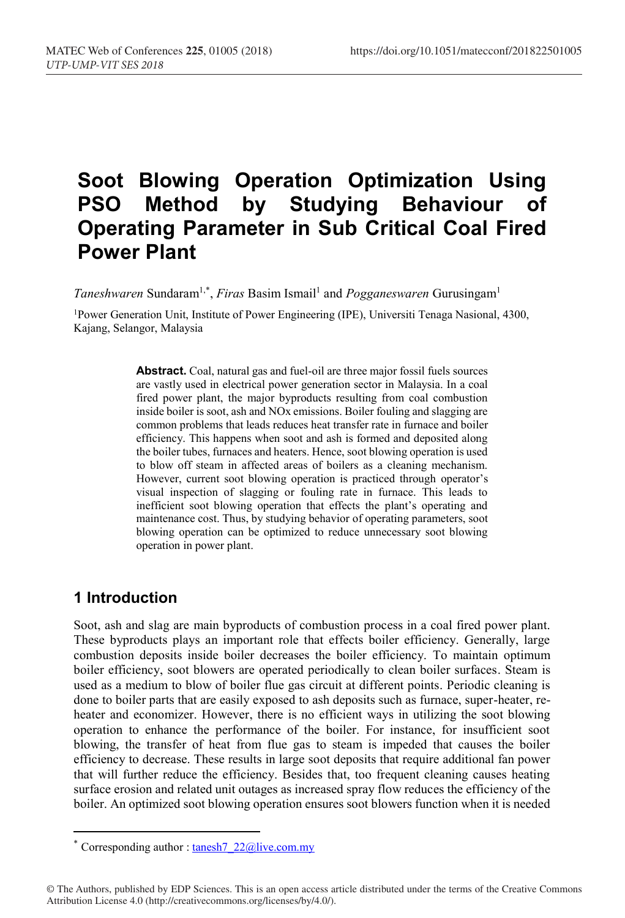# Soot Blowing Operation Optimization Using PSO Method by Studying Behaviour of Operating Parameter in Sub Critical Coal Fired Power Plant

*Taneshwaren* Sundaram[1,*], *Firas* Basim Ismail[1] and *Pogganeswaren* Gurusingam[1]

[1]Power Generation Unit, Institute of Power Engineering (IPE), Universiti Tenaga Nasional, 4300, Kajang, Selangor, Malaysia

**Abstract.** Coal, natural gas and fuel-oil are three major fossil fuels sources are vastly used in electrical power generation sector in Malaysia. In a coal fired power plant, the major byproducts resulting from coal combustion inside boiler is soot, ash and NOx emissions. Boiler fouling and slagging are common problems that leads reduces heat transfer rate in furnace and boiler efficiency. This happens when soot and ash is formed and deposited along the boiler tubes, furnaces and heaters. Hence, soot blowing operation is used to blow off steam in affected areas of boilers as a cleaning mechanism. However, current soot blowing operation is practiced through operator's visual inspection of slagging or fouling rate in furnace. This leads to inefficient soot blowing operation that effects the plant's operating and maintenance cost. Thus, by studying behavior of operating parameters, soot blowing operation can be optimized to reduce unnecessary soot blowing operation in power plant.

## 1 Introduction

Soot, ash and slag are main byproducts of combustion process in a coal fired power plant. These byproducts plays an important role that effects boiler efficiency. Generally, large combustion deposits inside boiler decreases the boiler efficiency. To maintain optimum boiler efficiency, soot blowers are operated periodically to clean boiler surfaces. Steam is used as a medium to blow of boiler flue gas circuit at different points. Periodic cleaning is done to boiler parts that are easily exposed to ash deposits such as furnace, super-heater, re-heater and economizer. However, there is no efficient ways in utilizing the soot blowing operation to enhance the performance of the boiler. For instance, for insufficient soot blowing, the transfer of heat from flue gas to steam is impeded that causes the boiler efficiency to decrease. These results in large soot deposits that require additional fan power that will further reduce the efficiency. Besides that, too frequent cleaning causes heating surface erosion and related unit outages as increased spray flow reduces the efficiency of the boiler. An optimized soot blowing operation ensures soot blowers function when it is needed

* Corresponding author : tanesh7_22@live.com.my

© The Authors, published by EDP Sciences. This is an open access article distributed under the terms of the Creative Commons Attribution License 4.0 (http://creativecommons.org/licenses/by/4.0/).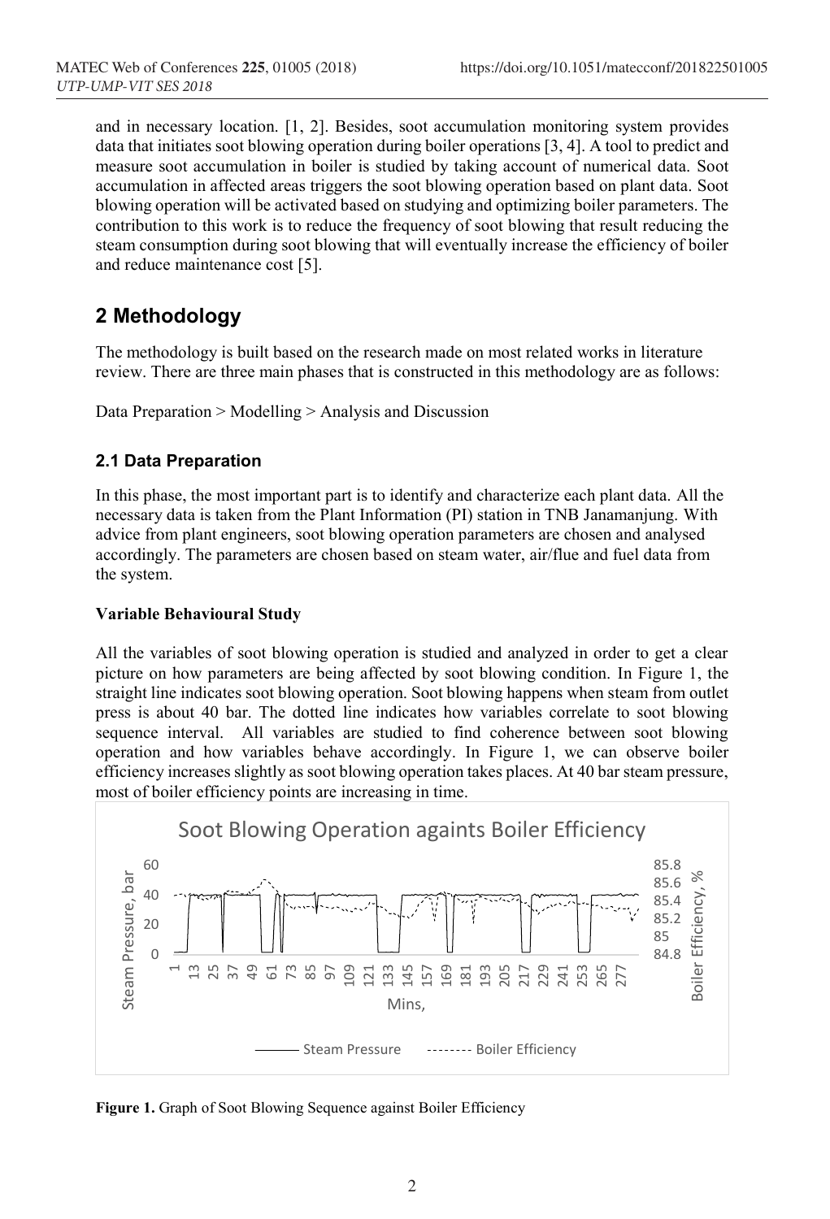and in necessary location. [1, 2]. Besides, soot accumulation monitoring system provides data that initiates soot blowing operation during boiler operations [3, 4]. A tool to predict and measure soot accumulation in boiler is studied by taking account of numerical plant data. Soot accumulation in affected areas triggers the soot blowing operation based on plant data. Soot blowing operation will be activated based on studying and optimizing boiler parameters. The contribution to this work is to reduce the frequency of soot blowing that result reducing the steam consumption during soot blowing that will eventually increase the efficiency of boiler and reduce maintenance cost [5].

## 2 Methodology

The methodology is built based on the research made on most related works in literature review. There are three main phases that is constructed in this methodology are as follows:

Data Preparation > Modelling > Analysis and Discussion

### 2.1 Data Preparation

In this phase, the most important part is to identify and characterize each plant data. All the necessary data is taken from the Plant Information (PI) station in TNB Janamanjung. With advice from plant engineers, soot blowing operation parameters are chosen and analysed accordingly. The parameters are chosen based on steam water, air/flue and fuel data from the system.

**Variable Behavioural Study**

All the variables of soot blowing operation is studied and analyzed in order to get a clear picture on how parameters are being affected by soot blowing condition. In Figure 1, the straight line indicates soot blowing operation. Soot blowing happens when steam from outlet press is about 40 bar. The dotted line indicates how variables correlate to soot blowing sequence interval. All variables are studied to find coherence between soot blowing operation and how variables behave accordingly. In Figure 1, we can observe boiler efficiency increases slightly as soot blowing operation takes places. At 40 bar steam pressure, most of boiler efficiency points are increasing in time.

**Figure 1.** Graph of Soot Blowing Sequence against Boiler Efficiency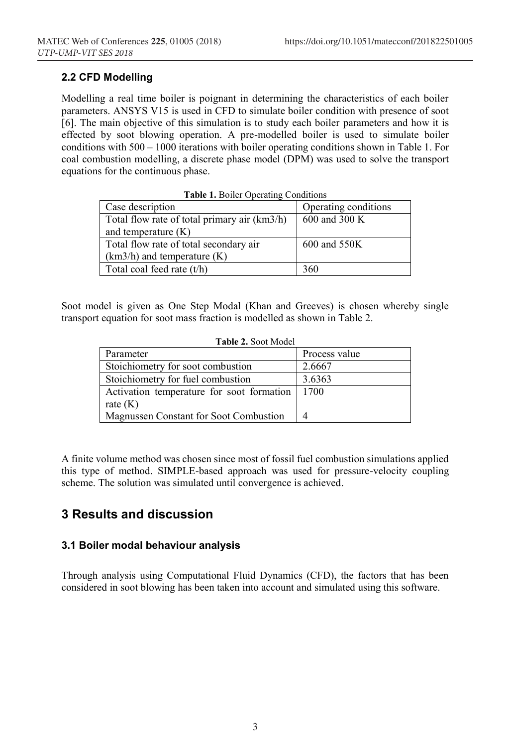### 2.2 CFD Modelling

Modelling a real time boiler is poignant in determining the characteristics of each boiler parameters. ANSYS V15 is used in CFD to simulate boiler condition with presence of soot [6]. The main objective of this simulation is to study each boiler parameters and how it is effected by soot blowing operation. A pre-modelled boiler is used to simulate boiler conditions with 500 – 1000 iterations with boiler operating conditions shown in Table 1. For coal combustion modelling, a discrete phase model (DPM) was used to solve the transport equations for the continuous phase.

**Table 1.** Boiler Operating Conditions

| Case description | Operating conditions |
| --- | --- |
| Total flow rate of total primary air (km3/h) and temperature (K) | 600 and 300 K |
| Total flow rate of total secondary air (km3/h) and temperature (K) | 600 and 550K |
| Total coal feed rate (t/h) | 360 |

Soot model is given as One Step Modal (Khan and Greeves) is chosen whereby single transport equation for soot mass fraction is modelled as shown in Table 2.

**Table 2.** Soot Model

| Parameter | Process value |
| --- | --- |
| Stoichiometry for soot combustion | 2.6667 |
| Stoichiometry for fuel combustion | 3.6363 |
| Activation temperature for soot formation rate (K) | 1700 |
| Magnussen Constant for Soot Combustion | 4 |

A finite volume method was chosen since most of fossil fuel combustion simulations applied this type of method. SIMPLE-based approach was used for pressure-velocity coupling scheme. The solution was simulated until convergence is achieved.

## 3 Results and discussion

### 3.1 Boiler modal behaviour analysis

Through analysis using Computational Fluid Dynamics (CFD), the factors that has been considered in soot blowing has been taken into account and simulated using this software.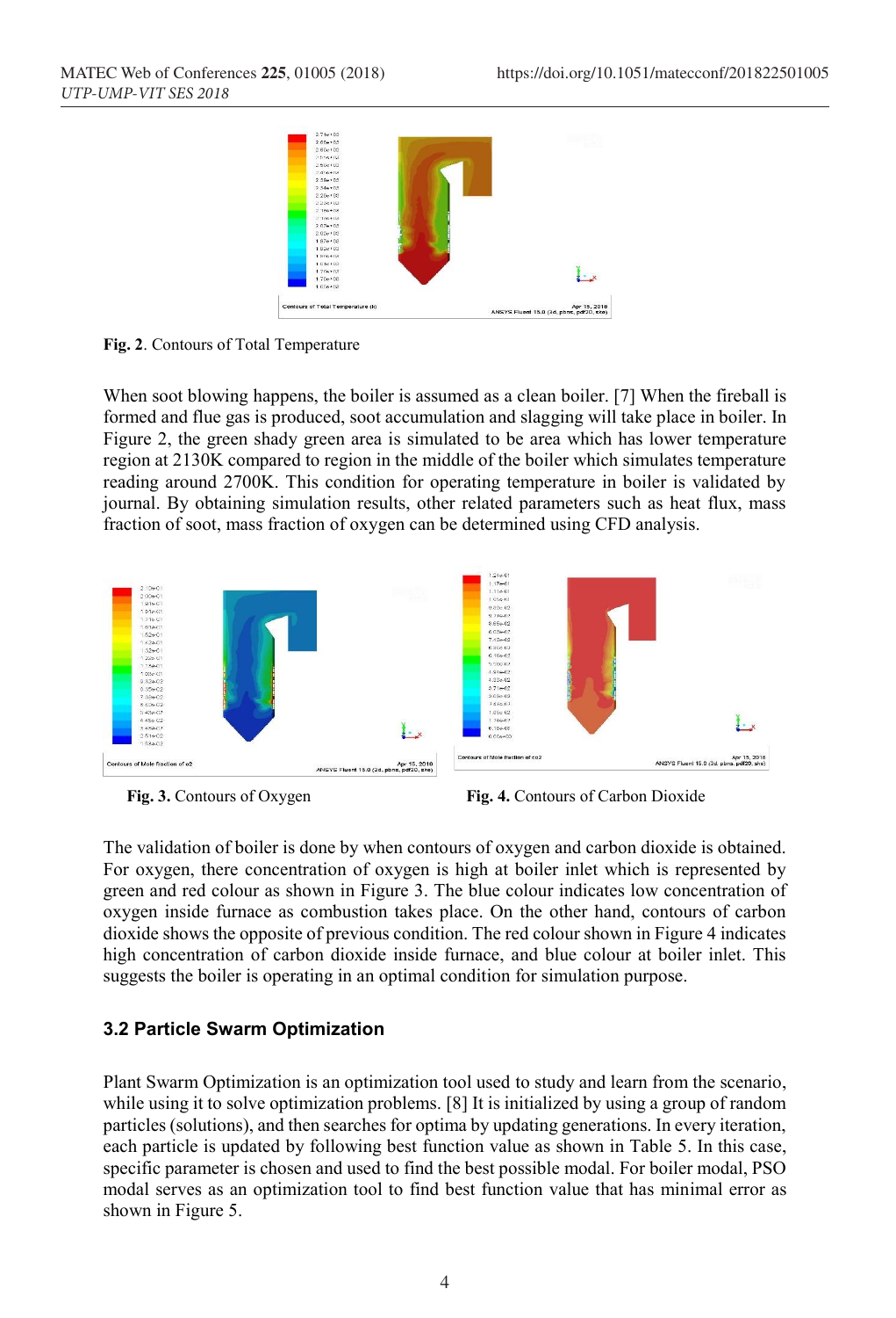Fig. 2. Contours of Total Temperature

When soot blowing happens, the boiler is assumed as a clean boiler. [7] When the fireball is formed and flue gas is produced, soot accumulation and slagging will take place in boiler. In Figure 2, the green shady green area is simulated to be area which has lower temperature region at 2130K compared to region in the middle of the boiler which simulates temperature reading around 2700K. This condition for operating temperature in boiler is validated by journal. By obtaining simulation results, other related parameters such as heat flux, mass fraction of soot, mass fraction of oxygen can be determined using CFD analysis.

**Fig. 3.** Contours of Oxygen

**Fig. 4.** Contours of Carbon Dioxide

The validation of boiler is done by when contours of oxygen and carbon dioxide is obtained. For oxygen, there concentration of oxygen is high at boiler inlet which is represented by green and red colour as shown in Figure 3. The blue colour indicates low concentration of oxygen inside furnace as combustion takes place. On the other hand, contours of carbon dioxide shows the opposite of previous condition. The red colour shown in Figure 4 indicates high concentration of carbon dioxide inside furnace, and blue colour at boiler inlet. This suggests the boiler is operating in an optimal condition for simulation purpose.

### 3.2 Particle Swarm Optimization

Plant Swarm Optimization is an optimization tool used to study and learn from the scenario, while using it to solve optimization problems. [8] It is initialized by using a group of random particles (solutions), and then searches for optima by updating generations. In every iteration, each particle is updated by following best function value as shown in Table 5. In this case, specific parameter is chosen and used to find the best possible modal. For boiler modal, PSO modal serves as an optimization tool to find best function value that has minimal error as shown in Figure 5.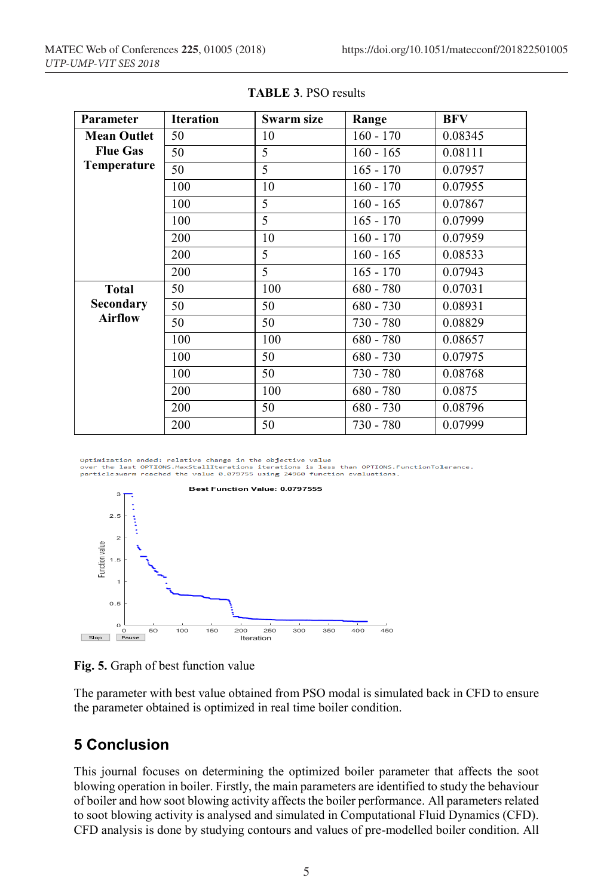**TABLE 3**. PSO results

| Parameter | Iteration | Swarm size | Range | BFV |
|---|---|---|---|---|
| **Mean Outlet Flue Gas Temperature** | 50 | 10 | 160 - 170 | 0.08345 |
| | 50 | 5 | 160 - 165 | 0.08111 |
| | 50 | 5 | 165 - 170 | 0.07957 |
| | 100 | 10 | 160 - 170 | 0.07955 |
| | 100 | 5 | 160 - 165 | 0.07867 |
| | 100 | 5 | 165 - 170 | 0.07999 |
| | 200 | 10 | 160 - 170 | 0.07959 |
| | 200 | 5 | 160 - 165 | 0.08533 |
| | 200 | 5 | 165 - 170 | 0.07943 |
| **Total Secondary Airflow** | 50 | 100 | 680 - 780 | 0.07031 |
| | 50 | 50 | 680 - 730 | 0.08931 |
| | 50 | 50 | 730 - 780 | 0.08829 |
| | 100 | 100 | 680 - 780 | 0.08657 |
| | 100 | 50 | 680 - 730 | 0.07975 |
| | 100 | 50 | 730 - 780 | 0.08768 |
| | 200 | 100 | 680 - 780 | 0.0875 |
| | 200 | 50 | 680 - 730 | 0.08796 |
| | 200 | 50 | 730 - 780 | 0.07999 |

```
Optimization ended: relative change in the objective value
over the last OPTIONS.MaxStallIterations iterations is less than OPTIONS.FunctionTolerance.
particleswarm reached the value 0.079755 using 24960 function evaluations.
```

**Fig. 5.** Graph of best function value

The parameter with best value obtained from PSO modal is simulated back in CFD to ensure the parameter obtained is optimized in real time boiler condition.

## 5 Conclusion

This journal focuses on determining the optimized boiler parameter that affects the soot blowing operation in boiler. Firstly, the main parameters are identified to study the behaviour of boiler and how soot blowing activity affects the boiler performance. All parameters related to soot blowing activity is analysed and simulated in Computational Fluid Dynamics (CFD). CFD analysis is done by studying contours and values of pre-modelled boiler condition. All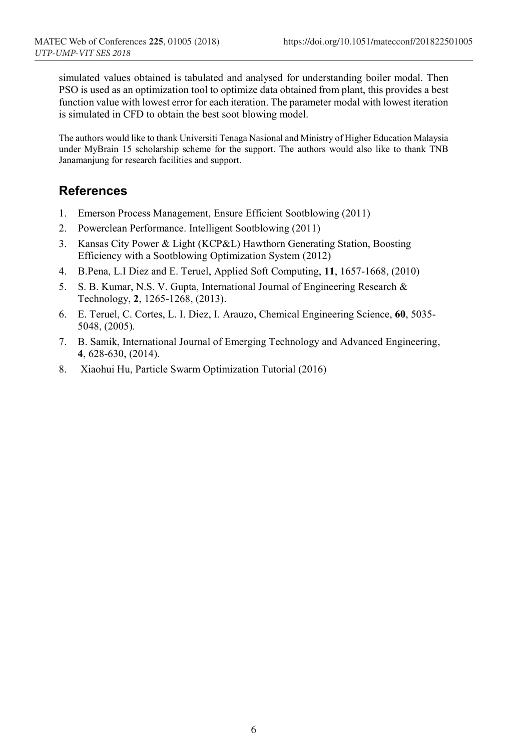simulated values obtained is tabulated and analysed for understanding boiler modal. Then PSO is used as an optimization tool to optimize data obtained from plant, this provides a best function value with lowest error for each iteration. The parameter modal with lowest iteration is simulated in CFD to obtain the best soot blowing model.

The authors would like to thank Universiti Tenaga Nasional and Ministry of Higher Education Malaysia under MyBrain 15 scholarship scheme for the support. The authors would also like to thank TNB Janamanjung for research facilities and support.

## References

1. Emerson Process Management, Ensure Efficient Sootblowing (2011)
2. Powerclean Performance. Intelligent Sootblowing (2011)
3. Kansas City Power & Light (KCP&L) Hawthorn Generating Station, Boosting Efficiency with a Sootblowing Optimization System (2012)
4. B.Pena, L.I Diez and E. Teruel, Applied Soft Computing, **11**, 1657-1668, (2010)
5. S. B. Kumar, N.S. V. Gupta, International Journal of Engineering Research & Technology, **2**, 1265-1268, (2013).
6. E. Teruel, C. Cortes, L. I. Diez, I. Arauzo, Chemical Engineering Science, **60**, 5035-5048, (2005).
7. B. Samik, International Journal of Emerging Technology and Advanced Engineering, **4**, 628-630, (2014).
8. Xiaohui Hu, Particle Swarm Optimization Tutorial (2016)